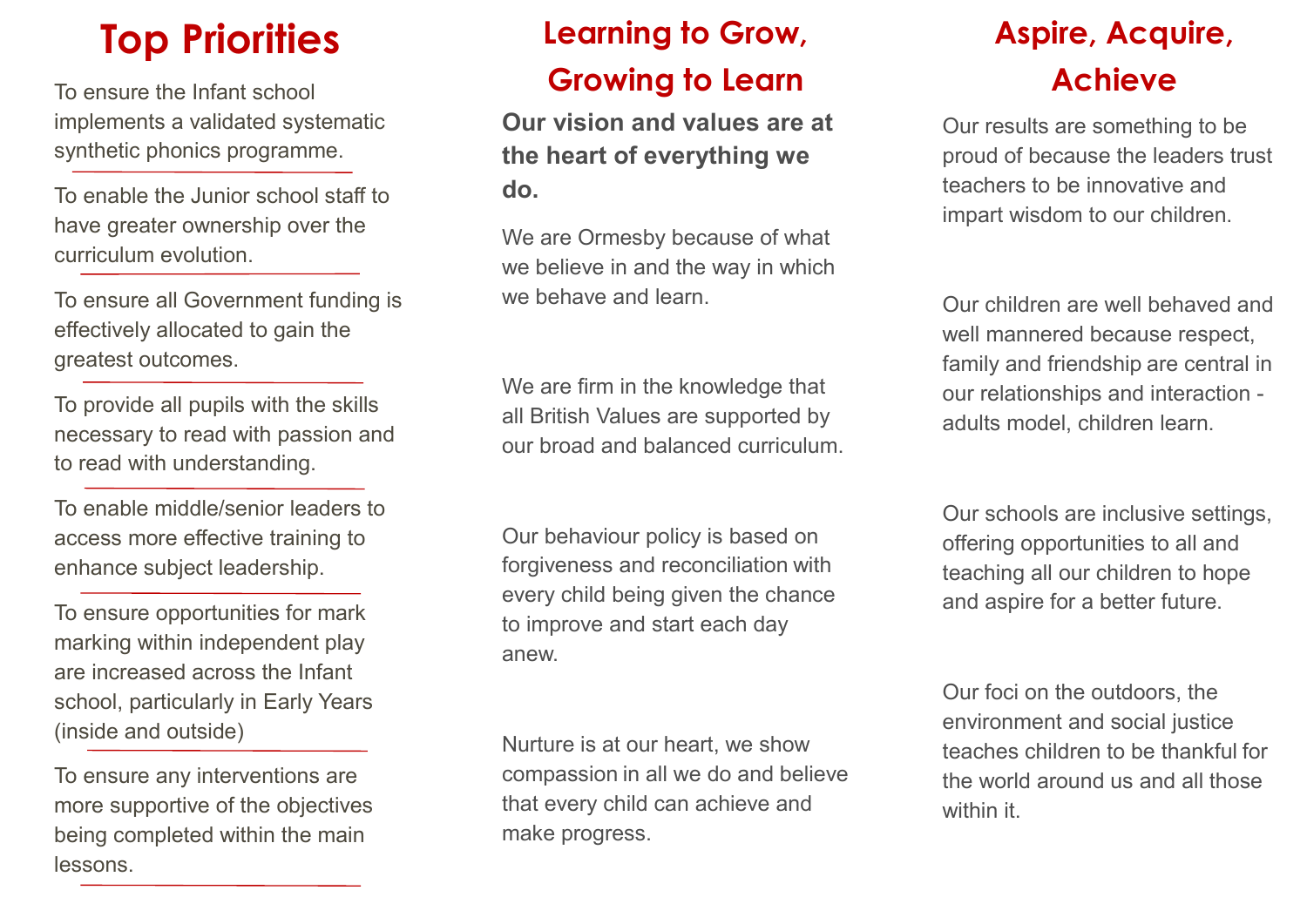# Top Priorities

To ensure the Infant school implements a validated systematic synthetic phonics programme.

To enable the Junior school staff to have greater ownership over the curriculum evolution.

To ensure all Government funding is effectively allocated to gain the greatest outcomes.

To provide all pupils with the skills necessary to read with passion and to read with understanding.

To enable middle/senior leaders to access more effective training to enhance subject leadership.

To ensure opportunities for mark marking within independent play are increased across the Infant school, particularly in Early Years (inside and outside)

To ensure any interventions are more supportive of the objectives being completed within the main lessons.

# Learning to Grow, Growing to Learn

**Our vision and values are at the heart of everything we do.**

We are Ormesby because of what we believe in and the way in which we behave and learn.

We are firm in the knowledge that all British Values are supported by our broad and balanced curriculum.

Our behaviour policy is based on forgiveness and reconciliation with every child being given the chance to improve and start each day anew.

Nurture is at our heart, we show compassion in all we do and believe that every child can achieve and make progress.

# Aspire, Acquire, Achieve

Our results are something to be proud of because the leaders trust teachers to be innovative and impart wisdom to our children.

Our children are well behaved and well mannered because respect, family and friendship are central in our relationships and interaction - adults model, children learn.

Our schools are inclusive settings, offering opportunities to all and teaching all our children to hope and aspire for a better future.

Our foci on the outdoors, the environment and social justice teaches children to be thankful for the world around us and all those within it.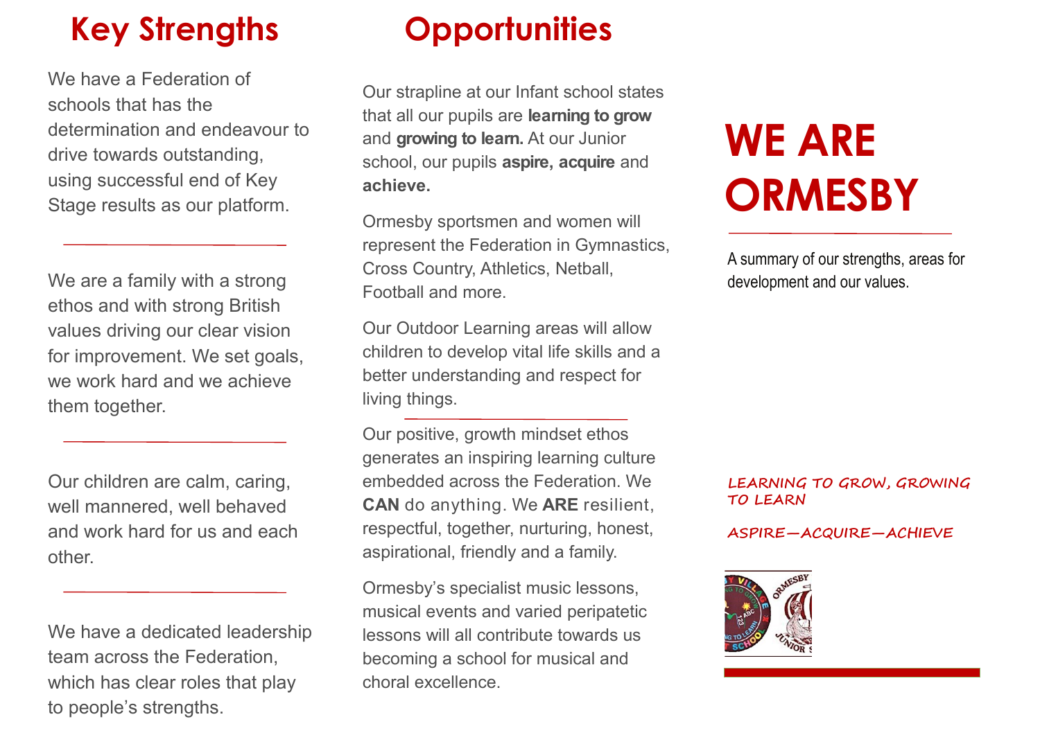## Key Strengths

We have a Federation of schools that has the determination and endeavour to drive towards outstanding, using successful end of Key Stage results as our platform.

---

We are a family with a strong ethos and with strong British values driving our clear vision for improvement. We set goals, we work hard and we achieve them together.

---

Our children are calm, caring, well mannered, well behaved and work hard for us and each other.

---

We have a dedicated leadership team across the Federation, which has clear roles that play to people's strengths.

## Opportunities

Our strapline at our Infant school states that all our pupils are **learning to grow** and **growing to learn.** At our Junior school, our pupils **aspire, acquire** and **achieve.**

Ormesby sportsmen and women will represent the Federation in Gymnastics, Cross Country, Athletics, Netball, Football and more.

Our Outdoor Learning areas will allow children to develop vital life skills and a better understanding and respect for living things.

---

Our positive, growth mindset ethos generates an inspiring learning culture embedded across the Federation. We **CAN** do anything. We **ARE** resilient, respectful, together, nurturing, honest, aspirational, friendly and a family.

Ormesby's specialist music lessons, musical events and varied peripatetic lessons will all contribute towards us becoming a school for musical and choral excellence.

# WE ARE ORMESBY

A summary of our strengths, areas for development and our values.

LEARNING TO GROW, GROWING TO LEARN

ASPIRE—ACQUIRE—ACHIEVE